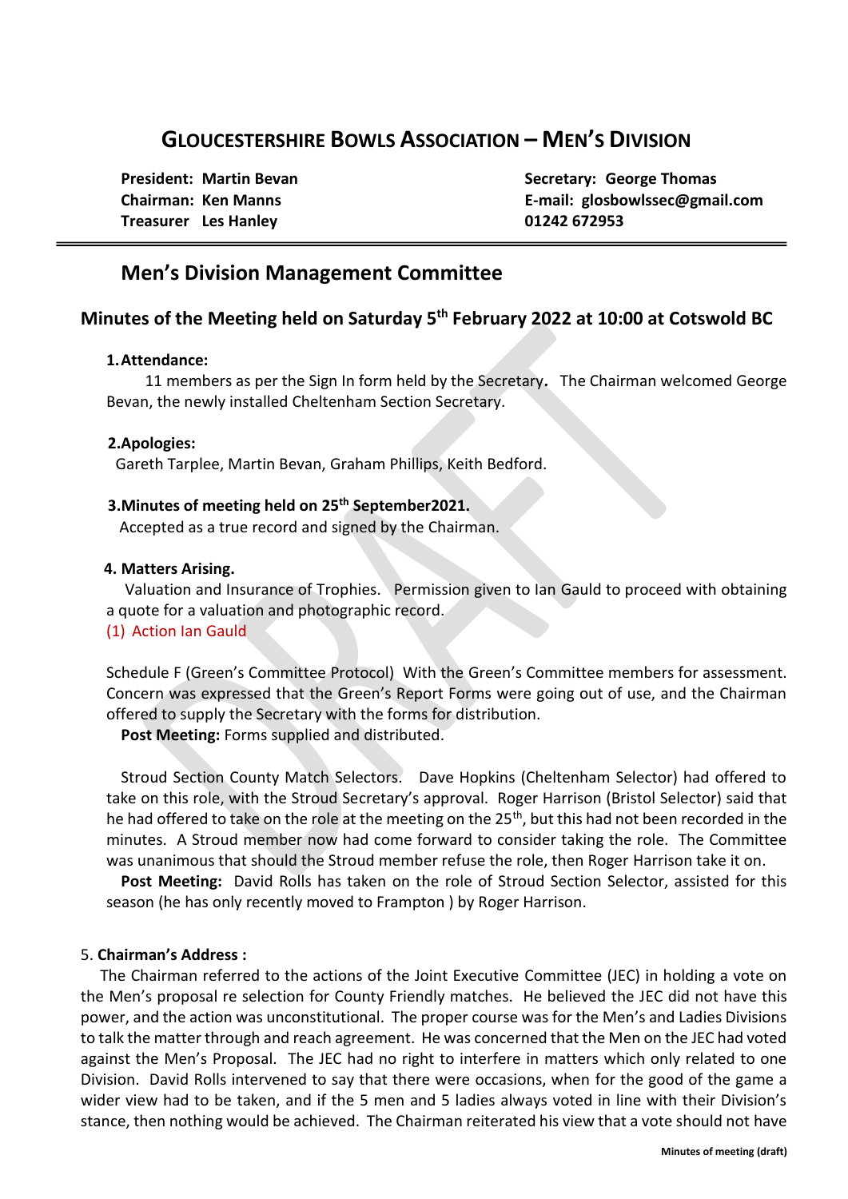# GLOUCESTERSHIRE BOWLS ASSOCIATION – MEN'S DIVISION

**President: Martin Bevan**
**Chairman: Ken Manns**
**Treasurer Les Hanley**

**Secretary: George Thomas**
**E-mail: glosbowlssec@gmail.com**
**01242 672953**

---

## Men's Division Management Committee

### Minutes of the Meeting held on Saturday 5th February 2022 at 10:00 at Cotswold BC

**1. Attendance:**

11 members as per the Sign In form held by the Secretary**.** The Chairman welcomed George Bevan, the newly installed Cheltenham Section Secretary.

**2. Apologies:**

Gareth Tarplee, Martin Bevan, Graham Phillips, Keith Bedford.

**3. Minutes of meeting held on 25th September2021.**

Accepted as a true record and signed by the Chairman.

**4. Matters Arising.**

Valuation and Insurance of Trophies. Permission given to Ian Gauld to proceed with obtaining a quote for a valuation and photographic record.

(1) Action Ian Gauld

Schedule F (Green's Committee Protocol) With the Green's Committee members for assessment. Concern was expressed that the Green's Report Forms were going out of use, and the Chairman offered to supply the Secretary with the forms for distribution.

**Post Meeting:** Forms supplied and distributed.

Stroud Section County Match Selectors. Dave Hopkins (Cheltenham Selector) had offered to take on this role, with the Stroud Secretary's approval. Roger Harrison (Bristol Selector) said that he had offered to take on the role at the meeting on the 25th, but this had not been recorded in the minutes. A Stroud member now had come forward to consider taking the role. The Committee was unanimous that should the Stroud member refuse the role, then Roger Harrison take it on.

**Post Meeting:** David Rolls has taken on the role of Stroud Section Selector, assisted for this season (he has only recently moved to Frampton ) by Roger Harrison.

5. **Chairman's Address :**

The Chairman referred to the actions of the Joint Executive Committee (JEC) in holding a vote on the Men's proposal re selection for County Friendly matches. He believed the JEC did not have this power, and the action was unconstitutional. The proper course was for the Men's and Ladies Divisions to talk the matter through and reach agreement. He was concerned that the Men on the JEC had voted against the Men's Proposal. The JEC had no right to interfere in matters which only related to one Division. David Rolls intervened to say that there were occasions, when for the good of the game a wider view had to be taken, and if the 5 men and 5 ladies always voted in line with their Division's stance, then nothing would be achieved. The Chairman reiterated his view that a vote should not have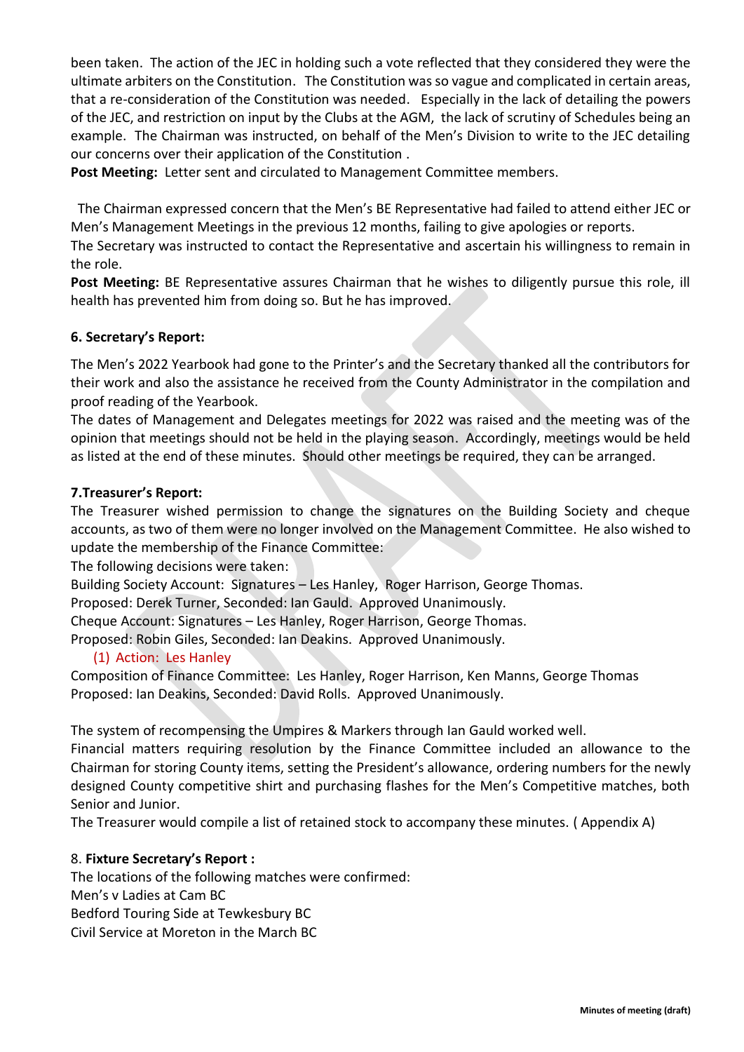been taken. The action of the JEC in holding such a vote reflected that they considered they were the ultimate arbiters on the Constitution. The Constitution was so vague and complicated in certain areas, that a re-consideration of the Constitution was needed. Especially in the lack of detailing the powers of the JEC, and restriction on input by the Clubs at the AGM, the lack of scrutiny of Schedules being an example. The Chairman was instructed, on behalf of the Men's Division to write to the JEC detailing our concerns over their application of the Constitution .

**Post Meeting:** Letter sent and circulated to Management Committee members.

The Chairman expressed concern that the Men's BE Representative had failed to attend either JEC or Men's Management Meetings in the previous 12 months, failing to give apologies or reports.

The Secretary was instructed to contact the Representative and ascertain his willingness to remain in the role.

**Post Meeting:** BE Representative assures Chairman that he wishes to diligently pursue this role, ill health has prevented him from doing so. But he has improved.

**6. Secretary's Report:**

The Men's 2022 Yearbook had gone to the Printer's and the Secretary thanked all the contributors for their work and also the assistance he received from the County Administrator in the compilation and proof reading of the Yearbook.

The dates of Management and Delegates meetings for 2022 was raised and the meeting was of the opinion that meetings should not be held in the playing season. Accordingly, meetings would be held as listed at the end of these minutes. Should other meetings be required, they can be arranged.

**7.Treasurer's Report:**

The Treasurer wished permission to change the signatures on the Building Society and cheque accounts, as two of them were no longer involved on the Management Committee. He also wished to update the membership of the Finance Committee:

The following decisions were taken:

Building Society Account: Signatures – Les Hanley, Roger Harrison, George Thomas.

Proposed: Derek Turner, Seconded: Ian Gauld. Approved Unanimously.

Cheque Account: Signatures – Les Hanley, Roger Harrison, George Thomas.

Proposed: Robin Giles, Seconded: Ian Deakins. Approved Unanimously.

(1) Action: Les Hanley

Composition of Finance Committee: Les Hanley, Roger Harrison, Ken Manns, George Thomas

Proposed: Ian Deakins, Seconded: David Rolls. Approved Unanimously.

The system of recompensing the Umpires & Markers through Ian Gauld worked well.

Financial matters requiring resolution by the Finance Committee included an allowance to the Chairman for storing County items, setting the President's allowance, ordering numbers for the newly designed County competitive shirt and purchasing flashes for the Men's Competitive matches, both Senior and Junior.

The Treasurer would compile a list of retained stock to accompany these minutes. ( Appendix A)

8. **Fixture Secretary's Report :**

The locations of the following matches were confirmed:

Men's v Ladies at Cam BC

Bedford Touring Side at Tewkesbury BC

Civil Service at Moreton in the March BC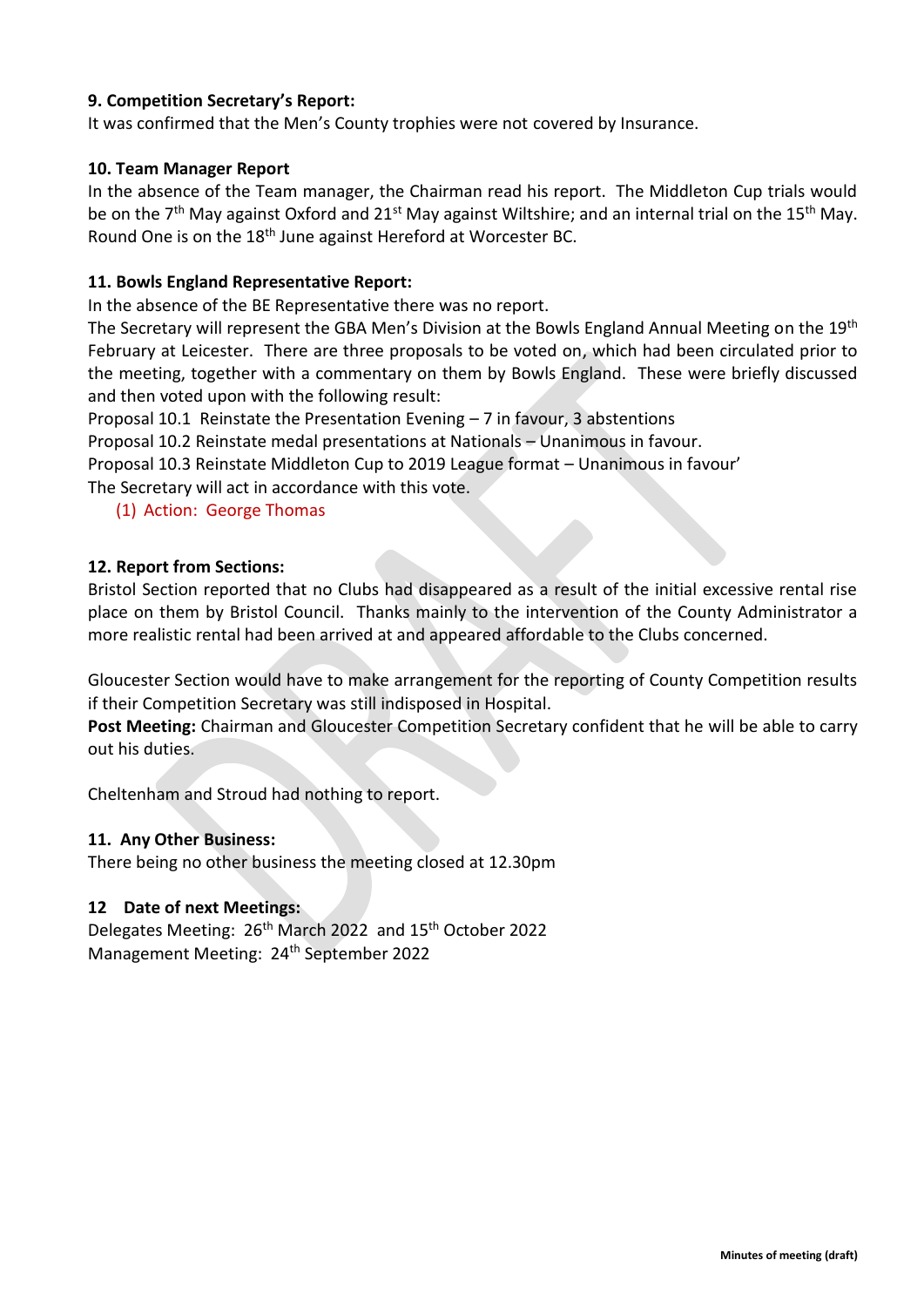**9. Competition Secretary's Report:**

It was confirmed that the Men's County trophies were not covered by Insurance.

**10. Team Manager Report**

In the absence of the Team manager, the Chairman read his report. The Middleton Cup trials would be on the 7th May against Oxford and 21st May against Wiltshire; and an internal trial on the 15th May. Round One is on the 18th June against Hereford at Worcester BC.

**11. Bowls England Representative Report:**

In the absence of the BE Representative there was no report.

The Secretary will represent the GBA Men's Division at the Bowls England Annual Meeting on the 19th February at Leicester. There are three proposals to be voted on, which had been circulated prior to the meeting, together with a commentary on them by Bowls England. These were briefly discussed and then voted upon with the following result:

Proposal 10.1 Reinstate the Presentation Evening – 7 in favour, 3 abstentions

Proposal 10.2 Reinstate medal presentations at Nationals – Unanimous in favour.

Proposal 10.3 Reinstate Middleton Cup to 2019 League format – Unanimous in favour'

The Secretary will act in accordance with this vote.

(1) Action: George Thomas

**12. Report from Sections:**

Bristol Section reported that no Clubs had disappeared as a result of the initial excessive rental rise place on them by Bristol Council. Thanks mainly to the intervention of the County Administrator a more realistic rental had been arrived at and appeared affordable to the Clubs concerned.

Gloucester Section would have to make arrangement for the reporting of County Competition results if their Competition Secretary was still indisposed in Hospital.

**Post Meeting:** Chairman and Gloucester Competition Secretary confident that he will be able to carry out his duties.

Cheltenham and Stroud had nothing to report.

**11. Any Other Business:**

There being no other business the meeting closed at 12.30pm

**12 Date of next Meetings:**

Delegates Meeting: 26th March 2022 and 15th October 2022

Management Meeting: 24th September 2022

Minutes of meeting (draft)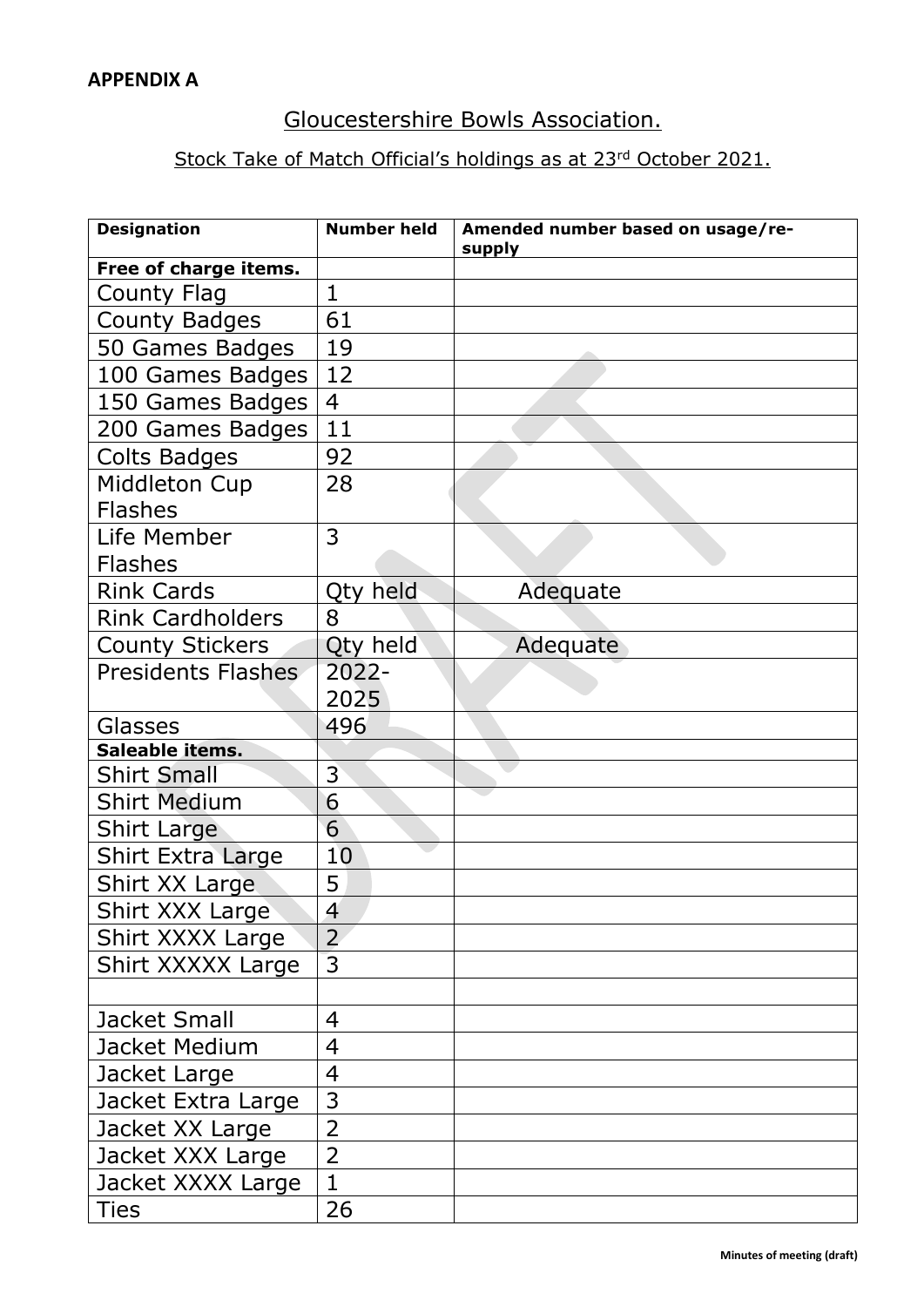**APPENDIX A**

## Gloucestershire Bowls Association.

Stock Take of Match Official's holdings as at 23rd October 2021.

| Designation | Number held | Amended number based on usage/re-supply |
|---|---|---|
| **Free of charge items.** | | |
| County Flag | 1 | |
| County Badges | 61 | |
| 50 Games Badges | 19 | |
| 100 Games Badges | 12 | |
| 150 Games Badges | 4 | |
| 200 Games Badges | 11 | |
| Colts Badges | 92 | |
| Middleton Cup Flashes | 28 | |
| Life Member Flashes | 3 | |
| Rink Cards | Qty held | Adequate |
| Rink Cardholders | 8 | |
| County Stickers | Qty held | Adequate |
| Presidents Flashes | 2022-2025 | |
| Glasses | 496 | |
| **Saleable items.** | | |
| Shirt Small | 3 | |
| Shirt Medium | 6 | |
| Shirt Large | 6 | |
| Shirt Extra Large | 10 | |
| Shirt XX Large | 5 | |
| Shirt XXX Large | 4 | |
| Shirt XXXX Large | 2 | |
| Shirt XXXXX Large | 3 | |
| | | |
| Jacket Small | 4 | |
| Jacket Medium | 4 | |
| Jacket Large | 4 | |
| Jacket Extra Large | 3 | |
| Jacket XX Large | 2 | |
| Jacket XXX Large | 2 | |
| Jacket XXXX Large | 1 | |
| Ties | 26 | |

DRAFT

Minutes of meeting (draft)